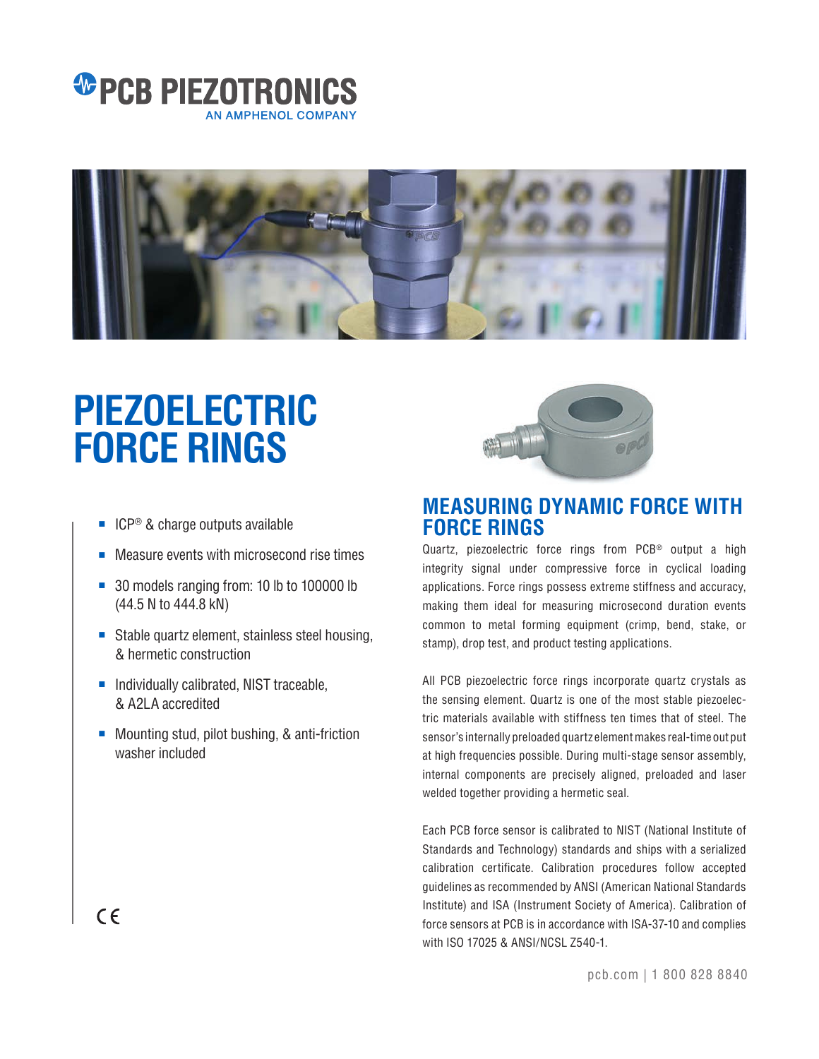PCB PIEZOTRONICS
AN AMPHENOL COMPANY

# PIEZOELECTRIC FORCE RINGS

- ICP® & charge outputs available
- Measure events with microsecond rise times
- 30 models ranging from: 10 lb to 100000 lb (44.5 N to 444.8 kN)
- Stable quartz element, stainless steel housing, & hermetic construction
- Individually calibrated, NIST traceable, & A2LA accredited
- Mounting stud, pilot bushing, & anti-friction washer included

CE

## MEASURING DYNAMIC FORCE WITH FORCE RINGS

Quartz, piezoelectric force rings from PCB® output a high integrity signal under compressive force in cyclical loading applications. Force rings possess extreme stiffness and accuracy, making them ideal for measuring microsecond duration events common to metal forming equipment (crimp, bend, stake, or stamp), drop test, and product testing applications.

All PCB piezoelectric force rings incorporate quartz crystals as the sensing element. Quartz is one of the most stable piezoelectric materials available with stiffness ten times that of steel. The sensor's internally preloaded quartz element makes real-time output at high frequencies possible. During multi-stage sensor assembly, internal components are precisely aligned, preloaded and laser welded together providing a hermetic seal.

Each PCB force sensor is calibrated to NIST (National Institute of Standards and Technology) standards and ships with a serialized calibration certificate. Calibration procedures follow accepted guidelines as recommended by ANSI (American National Standards Institute) and ISA (Instrument Society of America). Calibration of force sensors at PCB is in accordance with ISA-37-10 and complies with ISO 17025 & ANSI/NCSL Z540-1.

pcb.com | 1 800 828 8840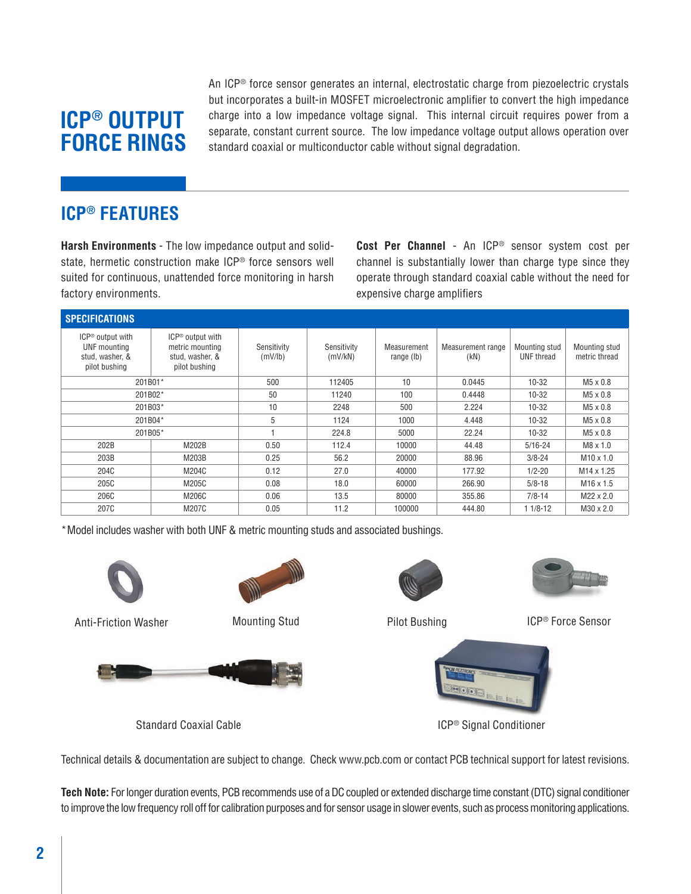# ICP® OUTPUT FORCE RINGS

An ICP® force sensor generates an internal, electrostatic charge from piezoelectric crystals but incorporates a built-in MOSFET microelectronic amplifier to convert the high impedance charge into a low impedance voltage signal. This internal circuit requires power from a separate, constant current source. The low impedance voltage output allows operation over standard coaxial or multiconductor cable without signal degradation.

## ICP® FEATURES

**Harsh Environments** - The low impedance output and solid-state, hermetic construction make ICP® force sensors well suited for continuous, unattended force monitoring in harsh factory environments.

**Cost Per Channel** - An ICP® sensor system cost per channel is substantially lower than charge type since they operate through standard coaxial cable without the need for expensive charge amplifiers

### SPECIFICATIONS

| ICP® output with UNF mounting stud, washer, & pilot bushing | ICP® output with metric mounting stud, washer, & pilot bushing | Sensitivity (mV/lb) | Sensitivity (mV/kN) | Measurement range (lb) | Measurement range (kN) | Mounting stud UNF thread | Mounting stud metric thread |
|---|---|---|---|---|---|---|---|
| 201B01* | | 500 | 112405 | 10 | 0.0445 | 10-32 | M5 x 0.8 |
| 201B02* | | 50 | 11240 | 100 | 0.4448 | 10-32 | M5 x 0.8 |
| 201B03* | | 10 | 2248 | 500 | 2.224 | 10-32 | M5 x 0.8 |
| 201B04* | | 5 | 1124 | 1000 | 4.448 | 10-32 | M5 x 0.8 |
| 201B05* | | 1 | 224.8 | 5000 | 22.24 | 10-32 | M5 x 0.8 |
| 202B | M202B | 0.50 | 112.4 | 10000 | 44.48 | 5/16-24 | M8 x 1.0 |
| 203B | M203B | 0.25 | 56.2 | 20000 | 88.96 | 3/8-24 | M10 x 1.0 |
| 204C | M204C | 0.12 | 27.0 | 40000 | 177.92 | 1/2-20 | M14 x 1.25 |
| 205C | M205C | 0.08 | 18.0 | 60000 | 266.90 | 5/8-18 | M16 x 1.5 |
| 206C | M206C | 0.06 | 13.5 | 80000 | 355.86 | 7/8-14 | M22 x 2.0 |
| 207C | M207C | 0.05 | 11.2 | 100000 | 444.80 | 1 1/8-12 | M30 x 2.0 |

*Model includes washer with both UNF & metric mounting studs and associated bushings.

Anti-Friction Washer

Mounting Stud

Pilot Bushing

ICP® Force Sensor

Standard Coaxial Cable

ICP® Signal Conditioner

Technical details & documentation are subject to change. Check www.pcb.com or contact PCB technical support for latest revisions.

**Tech Note:** For longer duration events, PCB recommends use of a DC coupled or extended discharge time constant (DTC) signal conditioner to improve the low frequency roll off for calibration purposes and for sensor usage in slower events, such as process monitoring applications.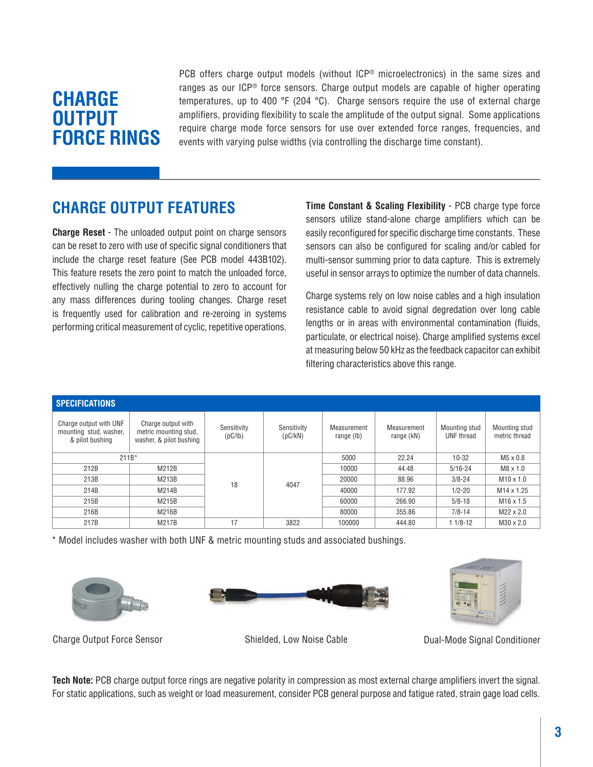# CHARGE OUTPUT FORCE RINGS

PCB offers charge output models (without ICP® microelectronics) in the same sizes and ranges as our ICP® force sensors. Charge output models are capable of higher operating temperatures, up to 400 °F (204 °C). Charge sensors require the use of external charge amplifiers, providing flexibility to scale the amplitude of the output signal. Some applications require charge mode force sensors for use over extended force ranges, frequencies, and events with varying pulse widths (via controlling the discharge time constant).

## CHARGE OUTPUT FEATURES

**Charge Reset** - The unloaded output point on charge sensors can be reset to zero with use of specific signal conditioners that include the charge reset feature (See PCB model 443B102). This feature resets the zero point to match the unloaded force, effectively nulling the charge potential to zero to account for any mass differences during tooling changes. Charge reset is frequently used for calibration and re-zeroing in systems performing critical measurement of cyclic, repetitive operations.

**Time Constant & Scaling Flexibility** - PCB charge type force sensors utilize stand-alone charge amplifiers which can be easily reconfigured for specific discharge time constants. These sensors can also be configured for scaling and/or cabled for multi-sensor summing prior to data capture. This is extremely useful in sensor arrays to optimize the number of data channels.

Charge systems rely on low noise cables and a high insulation resistance cable to avoid signal degredation over long cable lengths or in areas with environmental contamination (fluids, particulate, or electrical noise). Charge amplified systems excel at measuring below 50 kHz as the feedback capacitor can exhibit filtering characteristics above this range.

**SPECIFICATIONS**

| Charge output with UNF mounting stud, washer, & pilot bushing | Charge output with metric mounting stud, washer, & pilot bushing | Sensitivity (pC/lb) | Sensitivity (pC/kN) | Measurement range (lb) | Measurement range (kN) | Mounting stud UNF thread | Mounting stud metric thread |
|---|---|---|---|---|---|---|---|
| 211B* | | 18 | 4047 | 5000 | 22.24 | 10-32 | M5 x 0.8 |
| 212B | M212B | 18 | 4047 | 10000 | 44.48 | 5/16-24 | M8 x 1.0 |
| 213B | M213B | 18 | 4047 | 20000 | 88.96 | 3/8-24 | M10 x 1.0 |
| 214B | M214B | 18 | 4047 | 40000 | 177.92 | 1/2-20 | M14 x 1.25 |
| 215B | M215B | 18 | 4047 | 60000 | 266.90 | 5/8-18 | M16 x 1.5 |
| 216B | M216B | 18 | 4047 | 80000 | 355.86 | 7/8-14 | M22 x 2.0 |
| 217B | M217B | 17 | 3822 | 100000 | 444.80 | 1 1/8-12 | M30 x 2.0 |

* Model includes washer with both UNF & metric mounting studs and associated bushings.

Charge Output Force Sensor

Shielded, Low Noise Cable

Dual-Mode Signal Conditioner

**Tech Note:** PCB charge output force rings are negative polarity in compression as most external charge amplifiers invert the signal. For static applications, such as weight or load measurement, consider PCB general purpose and fatigue rated, strain gage load cells.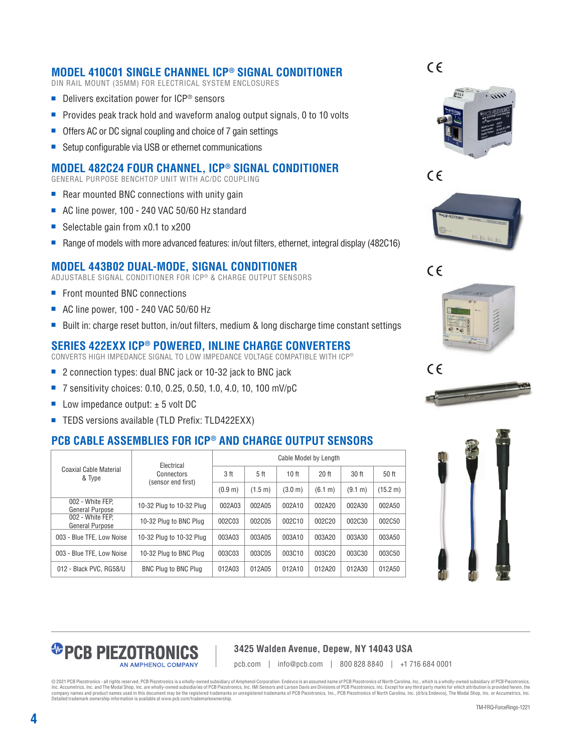## MODEL 410C01 SINGLE CHANNEL ICP® SIGNAL CONDITIONER

DIN RAIL MOUNT (35MM) FOR ELECTRICAL SYSTEM ENCLOSURES

- Delivers excitation power for ICP® sensors
- Provides peak track hold and waveform analog output signals, 0 to 10 volts
- Offers AC or DC signal coupling and choice of 7 gain settings
- Setup configurable via USB or ethernet communications

## MODEL 482C24 FOUR CHANNEL, ICP® SIGNAL CONDITIONER

GENERAL PURPOSE BENCHTOP UNIT WITH AC/DC COUPLING

- Rear mounted BNC connections with unity gain
- AC line power, 100 - 240 VAC 50/60 Hz standard
- Selectable gain from x0.1 to x200
- Range of models with more advanced features: in/out filters, ethernet, integral display (482C16)

## MODEL 443B02 DUAL-MODE, SIGNAL CONDITIONER

ADJUSTABLE SIGNAL CONDITIONER FOR ICP® & CHARGE OUTPUT SENSORS

- Front mounted BNC connections
- AC line power, 100 - 240 VAC 50/60 Hz
- Built in: charge reset button, in/out filters, medium & long discharge time constant settings

## SERIES 422EXX ICP® POWERED, INLINE CHARGE CONVERTERS

CONVERTS HIGH IMPEDANCE SIGNAL TO LOW IMPEDANCE VOLTAGE COMPATIBLE WITH ICP®

- 2 connection types: dual BNC jack or 10-32 jack to BNC jack
- 7 sensitivity choices: 0.10, 0.25, 0.50, 1.0, 4.0, 10, 100 mV/pC
- Low impedance output: ± 5 volt DC
- TEDS versions available (TLD Prefix: TLD422EXX)

## PCB CABLE ASSEMBLIES FOR ICP® AND CHARGE OUTPUT SENSORS

| Coaxial Cable Material & Type | Electrical Connectors (sensor end first) | Cable Model by Length | | | | | |
|---|---|---|---|---|---|---|---|
| | | 3 ft | 5 ft | 10 ft | 20 ft | 30 ft | 50 ft |
| | | (0.9 m) | (1.5 m) | (3.0 m) | (6.1 m) | (9.1 m) | (15.2 m) |
| 002 - White FEP, General Purpose | 10-32 Plug to 10-32 Plug | 002A03 | 002A05 | 002A10 | 002A20 | 002A30 | 002A50 |
| 002 - White FEP, General Purpose | 10-32 Plug to BNC Plug | 002C03 | 002C05 | 002C10 | 002C20 | 002C30 | 002C50 |
| 003 - Blue TFE, Low Noise | 10-32 Plug to 10-32 Plug | 003A03 | 003A05 | 003A10 | 003A20 | 003A30 | 003A50 |
| 003 - Blue TFE, Low Noise | 10-32 Plug to BNC Plug | 003C03 | 003C05 | 003C10 | 003C20 | 003C30 | 003C50 |
| 012 - Black PVC, RG58/U | BNC Plug to BNC Plug | 012A03 | 012A05 | 012A10 | 012A20 | 012A30 | 012A50 |

PCB PIEZOTRONICS
AN AMPHENOL COMPANY

**3425 Walden Avenue, Depew, NY 14043 USA**

pcb.com | info@pcb.com | 800 828 8840 | +1 716 684 0001

© 2021 PCB Piezotronics - all rights reserved. PCB Piezotronics is a wholly-owned subsidiary of Amphenol Corporation. Endevco is an assumed name of PCB Piezotronics of North Carolina, Inc., which is a wholly-owned subsidiary of PCB Piezotronics, Inc. Accumetrics, Inc. and The Modal Shop, Inc. are wholly-owned subsidiaries of PCB Piezotronics, Inc. IMI Sensors and Larson Davis are Divisions of PCB Piezotronics, Inc. Except for any third party marks for which attribution is provided herein, the company names and product names used in this document may be the registered trademarks or unregistered trademarks of PCB Piezotronics, Inc., PCB Piezotronics of North Carolina, Inc. (d/b/a Endevco), The Modal Shop, Inc. or Accumetrics, Inc. Detailed trademark ownership information is available at www.pcb.com/trademarkownership.

TM-FRQ-ForceRings-1221